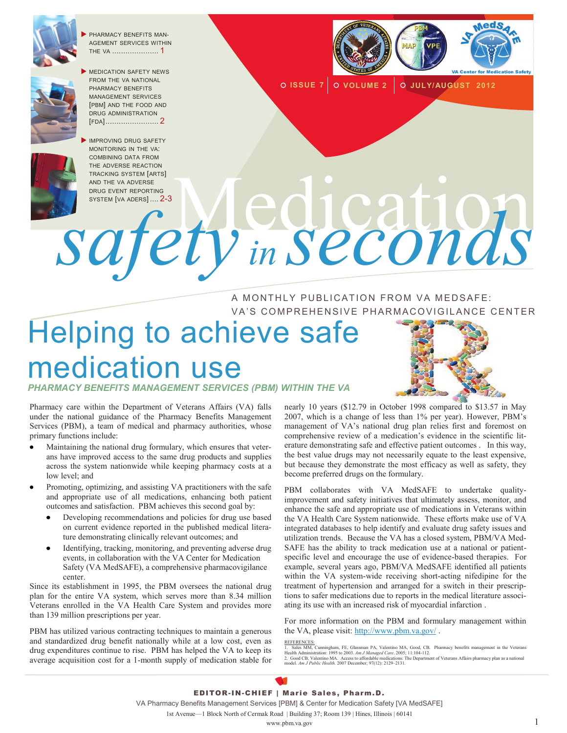- PHARMACY BENEFITS MANAGEMENT SERVICES WITHIN THE VA ..................... 1
- MEDICATION SAFETY NEWS FROM THE VA NATIONAL PHARMACY BENEFITS MANAGEMENT SERVICES [PBM] AND THE FOOD AND DRUG ADMINISTRATION [FDA]........................ 2
- IMPROVING DRUG SAFETY MONITORING IN THE VA: COMBINING DATA FROM THE ADVERSE REACTION TRACKING SYSTEM [ARTS] AND THE VA ADVERSE DRUG EVENT REPORTING SYSTEM [VA ADERS] .... 2-3

ISSUE 7 | VOLUME 2 | JULY/AUGUST 2012

# Medication safety in seconds

A MONTHLY PUBLICATION FROM VA MEDSAFE: VA'S COMPREHENSIVE PHARMACOVIGILANCE CENTER

## Helping to achieve safe medication use

### *PHARMACY BENEFITS MANAGEMENT SERVICES (PBM) WITHIN THE VA*

Pharmacy care within the Department of Veterans Affairs (VA) falls under the national guidance of the Pharmacy Benefits Management Services (PBM), a team of medical and pharmacy authorities, whose primary functions include:

- Maintaining the national drug formulary, which ensures that veterans have improved access to the same drug products and supplies across the system nationwide while keeping pharmacy costs at a low level; and
- Promoting, optimizing, and assisting VA practitioners with the safe and appropriate use of all medications, enhancing both patient outcomes and satisfaction. PBM achieves this second goal by:
  - Developing recommendations and policies for drug use based on current evidence reported in the published medical literature demonstrating clinically relevant outcomes; and
  - Identifying, tracking, monitoring, and preventing adverse drug events, in collaboration with the VA Center for Medication Safety (VA MedSAFE), a comprehensive pharmacovigilance center.

Since its establishment in 1995, the PBM oversees the national drug plan for the entire VA system, which serves more than 8.34 million Veterans enrolled in the VA Health Care System and provides more than 139 million prescriptions per year.

PBM has utilized various contracting techniques to maintain a generous and standardized drug benefit nationally while at a low cost, even as drug expenditures continue to rise. PBM has helped the VA to keep its average acquisition cost for a 1-month supply of medication stable for nearly 10 years ($12.79 in October 1998 compared to $13.57 in May 2007, which is a change of less than 1% per year). However, PBM's management of VA's national drug plan relies first and foremost on comprehensive review of a medication's evidence in the scientific literature demonstrating safe and effective patient outcomes . In this way, the best value drugs may not necessarily equate to the least expensive, but because they demonstrate the most efficacy as well as safety, they become preferred drugs on the formulary.

PBM collaborates with VA MedSAFE to undertake quality-improvement and safety initiatives that ultimately assess, monitor, and enhance the safe and appropriate use of medications in Veterans within the VA Health Care System nationwide. These efforts make use of VA integrated databases to help identify and evaluate drug safety issues and utilization trends. Because the VA has a closed system, PBM/VA MedSAFE has the ability to track medication use at a national or patient-specific level and encourage the use of evidence-based therapies. For example, several years ago, PBM/VA MedSAFE identified all patients within the VA system-wide receiving short-acting nifedipine for the treatment of hypertension and arranged for a switch in their prescriptions to safer medications due to reports in the medical literature associating its use with an increased risk of myocardial infarction .

For more information on the PBM and formulary management within the VA, please visit: http://www.pbm.va.gov/ .

REFERENCES:
1. Sales MM, Cunningham, FE, Glassman PA, Valentino MA, Good, CB. Pharmacy benefits management in the Veterans Health Administration: 1995 to 2003. *Am J Managed Care*. 2005; 11:104-112.
2. Good CB, Valentino MA. Access to affordable medications: The Department of Veterans Affairs pharmacy plan as a national model. *Am J Public Health*. 2007 December; 97(12): 2129–2131.

**EDITOR-IN-CHIEF | Marie Sales, Pharm.D.**

VA Pharmacy Benefits Management Services [PBM] & Center for Medication Safety [VA MedSAFE]

1st Avenue—1 Block North of Cermak Road | Building 37; Room 139 | Hines, Illinois | 60141

www.pbm.va.gov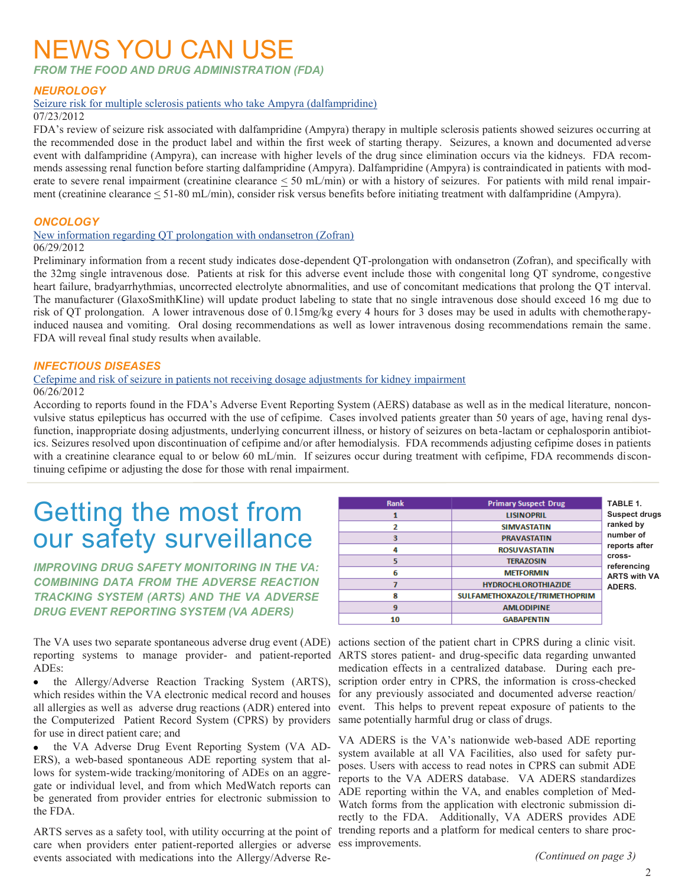# NEWS YOU CAN USE

***FROM THE FOOD AND DRUG ADMINISTRATION (FDA)***

### *NEUROLOGY*

Seizure risk for multiple sclerosis patients who take Ampyra (dalfampridine)

07/23/2012

FDA's review of seizure risk associated with dalfampridine (Ampyra) therapy in multiple sclerosis patients showed seizures occurring at the recommended dose in the product label and within the first week of starting therapy. Seizures, a known and documented adverse event with dalfampridine (Ampyra), can increase with higher levels of the drug since elimination occurs via the kidneys. FDA recommends assessing renal function before starting dalfampridine (Ampyra). Dalfampridine (Ampyra) is contraindicated in patients with moderate to severe renal impairment (creatinine clearance ≤ 50 mL/min) or with a history of seizures. For patients with mild renal impairment (creatinine clearance ≤ 51-80 mL/min), consider risk versus benefits before initiating treatment with dalfampridine (Ampyra).

### *ONCOLOGY*

New information regarding QT prolongation with ondansetron (Zofran)

06/29/2012

Preliminary information from a recent study indicates dose-dependent QT-prolongation with ondansetron (Zofran), and specifically with the 32mg single intravenous dose. Patients at risk for this adverse event include those with congenital long QT syndrome, congestive heart failure, bradyarrhythmias, uncorrected electrolyte abnormalities, and use of concomitant medications that prolong the QT interval. The manufacturer (GlaxoSmithKline) will update product labeling to state that no single intravenous dose should exceed 16 mg due to risk of QT prolongation. A lower intravenous dose of 0.15mg/kg every 4 hours for 3 doses may be used in adults with chemotherapy-induced nausea and vomiting. Oral dosing recommendations as well as lower intravenous dosing recommendations remain the same. FDA will reveal final study results when available.

### *INFECTIOUS DISEASES*

Cefepime and risk of seizure in patients not receiving dosage adjustments for kidney impairment

06/26/2012

According to reports found in the FDA's Adverse Event Reporting System (AERS) database as well as in the medical literature, nonconvulsive status epilepticus has occurred with the use of cefepime. Cases involved patients greater than 50 years of age, having renal dysfunction, inappropriate dosing adjustments, underlying concurrent illness, or history of seizures on beta-lactam or cephalosporin antibiotics. Seizures resolved upon discontinuation of cefepime and/or after hemodialysis. FDA recommends adjusting cefepime doses in patients with a creatinine clearance equal to or below 60 mL/min. If seizures occur during treatment with cefepime, FDA recommends discontinuing cefepime or adjusting the dose for those with renal impairment.

---

# Getting the most from our safety surveillance

***IMPROVING DRUG SAFETY MONITORING IN THE VA: COMBINING DATA FROM THE ADVERSE REACTION TRACKING SYSTEM (ARTS) AND THE VA ADVERSE DRUG EVENT REPORTING SYSTEM (VA ADERS)***

| Rank | Primary Suspect Drug |
|---|---|
| 1 | LISINOPRIL |
| 2 | SIMVASTATIN |
| 3 | PRAVASTATIN |
| 4 | ROSUVASTATIN |
| 5 | TERAZOSIN |
| 6 | METFORMIN |
| 7 | HYDROCHLOROTHIAZIDE |
| 8 | SULFAMETHOXAZOLE/TRIMETHOPRIM |
| 9 | AMLODIPINE |
| 10 | GABAPENTIN |

**TABLE 1. Suspect drugs ranked by number of reports after cross-referencing ARTS with VA ADERS.**

The VA uses two separate spontaneous adverse drug event (ADE) reporting systems to manage provider- and patient-reported ADEs:

- the Allergy/Adverse Reaction Tracking System (ARTS), which resides within the VA electronic medical record and houses all allergies as well as adverse drug reactions (ADR) entered into the Computerized Patient Record System (CPRS) by providers for use in direct patient care; and
- the VA Adverse Drug Event Reporting System (VA ADERS), a web-based spontaneous ADE reporting system that allows for system-wide tracking/monitoring of ADEs on an aggregate or individual level, and from which MedWatch reports can be generated from provider entries for electronic submission to the FDA.

ARTS serves as a safety tool, with utility occurring at the point of care when providers enter patient-reported allergies or adverse events associated with medications into the Allergy/Adverse Reactions section of the patient chart in CPRS during a clinic visit. ARTS stores patient- and drug-specific data regarding unwanted medication effects in a centralized database. During each prescription order entry in CPRS, the information is cross-checked for any previously associated and documented adverse reaction/event. This helps to prevent repeat exposure of patients to the same potentially harmful drug or class of drugs.

VA ADERS is the VA's nationwide web-based ADE reporting system available at all VA Facilities, also used for safety purposes. Users with access to read notes in CPRS can submit ADE reports to the VA ADERS database. VA ADERS standardizes ADE reporting within the VA, and enables completion of MedWatch forms from the application with electronic submission directly to the FDA. Additionally, VA ADERS provides ADE trending reports and a platform for medical centers to share process improvements.

*(Continued on page 3)*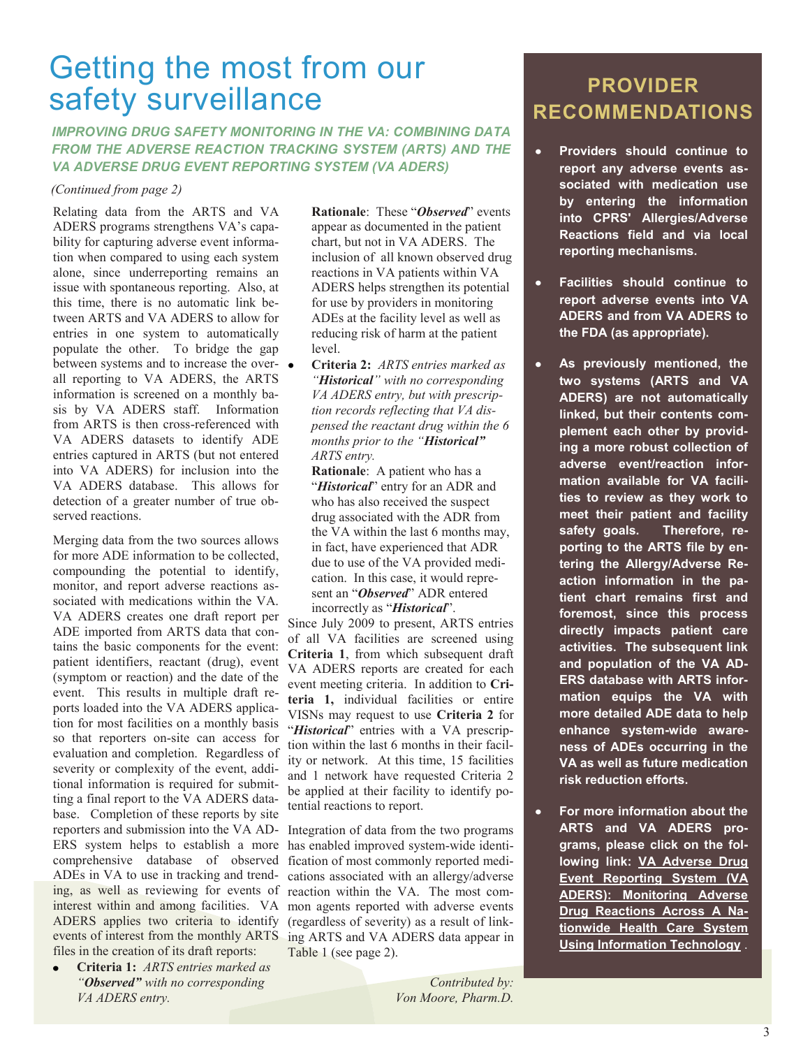# Getting the most from our safety surveillance

***IMPROVING DRUG SAFETY MONITORING IN THE VA: COMBINING DATA FROM THE ADVERSE REACTION TRACKING SYSTEM (ARTS) AND THE VA ADVERSE DRUG EVENT REPORTING SYSTEM (VA ADERS)***

*(Continued from page 2)*

Relating data from the ARTS and VA ADERS programs strengthens VA's capability for capturing adverse event information when compared to using each system alone, since underreporting remains an issue with spontaneous reporting. Also, at this time, there is no automatic link between ARTS and VA ADERS to allow for entries in one system to automatically populate the other. To bridge the gap between systems and to increase the overall reporting to VA ADERS, the ARTS information is screened on a monthly basis by VA ADERS staff. Information from ARTS is then cross-referenced with VA ADERS datasets to identify ADE entries captured in ARTS (but not entered into VA ADERS) for inclusion into the VA ADERS database. This allows for detection of a greater number of true observed reactions.

Merging data from the two sources allows for more ADE information to be collected, compounding the potential to identify, monitor, and report adverse reactions associated with medications within the VA. VA ADERS creates one draft report per ADE imported from ARTS data that contains the basic components for the event: patient identifiers, reactant (drug), event (symptom or reaction) and the date of the event. This results in multiple draft reports loaded into the VA ADERS application for most facilities on a monthly basis so that reporters on-site can access for evaluation and completion. Regardless of severity or complexity of the event, additional information is required for submitting a final report to the VA ADERS database. Completion of these reports by site reporters and submission into the VA ADERS system helps to establish a more comprehensive database of observed ADEs in VA to use in tracking and trending, as well as reviewing for events of interest within and among facilities. VA ADERS applies two criteria to identify events of interest from the monthly ARTS files in the creation of its draft reports:

- **Criteria 1:** *ARTS entries marked as "**Observed**" with no corresponding VA ADERS entry.*

  **Rationale**: These "***Observed***" events appear as documented in the patient chart, but not in VA ADERS. The inclusion of all known observed drug reactions in VA patients within VA ADERS helps strengthen its potential for use by providers in monitoring ADEs at the facility level as well as reducing risk of harm at the patient level.

- **Criteria 2:** *ARTS entries marked as "**Historical**" with no corresponding VA ADERS entry, but with prescription records reflecting that VA dispensed the reactant drug within the 6 months prior to the "**Historical**" ARTS entry.*

  **Rationale**: A patient who has a "***Historical***" entry for an ADR and who has also received the suspect drug associated with the ADR from the VA within the last 6 months may, in fact, have experienced that ADR due to use of the VA provided medication. In this case, it would represent an "***Observed***" ADR entered incorrectly as "***Historical***".

Since July 2009 to present, ARTS entries of all VA facilities are screened using **Criteria 1**, from which subsequent draft VA ADERS reports are created for each event meeting criteria. In addition to **Criteria 1,** individual facilities or entire VISNs may request to use **Criteria 2** for "***Historical***" entries with a VA prescription within the last 6 months in their facility or network. At this time, 15 facilities and 1 network have requested Criteria 2 be applied at their facility to identify potential reactions to report.

Integration of data from the two programs has enabled improved system-wide identification of most commonly reported medications associated with an allergy/adverse reaction within the VA. The most common agents reported with adverse events (regardless of severity) as a result of linking ARTS and VA ADERS data appear in Table 1 (see page 2).

*Contributed by:*
*Von Moore, Pharm.D.*

## PROVIDER RECOMMENDATIONS

- **Providers should continue to report any adverse events associated with medication use by entering the information into CPRS' Allergies/Adverse Reactions field and via local reporting mechanisms.**
- **Facilities should continue to report adverse events into VA ADERS and from VA ADERS to the FDA (as appropriate).**
- **As previously mentioned, the two systems (ARTS and VA ADERS) are not automatically linked, but their components complement each other by providing a more robust collection of adverse event/reaction information available for VA facilities to review as they work to meet their patient and facility safety goals. Therefore, reporting to the ARTS file by entering the Allergy/Adverse Reaction information in the patient chart remains first and foremost, since this process directly impacts patient care activities. The subsequent link and population of the VA ADERS database with ARTS information equips the VA with more detailed ADE data to help enhance system-wide awareness of ADEs occurring in the VA as well as future medication risk reduction efforts.**
- **For more information about the ARTS and VA ADERS programs, please click on the following link: VA Adverse Drug Event Reporting System (VA ADERS): Monitoring Adverse Drug Reactions Across A Nationwide Health Care System Using Information Technology .**